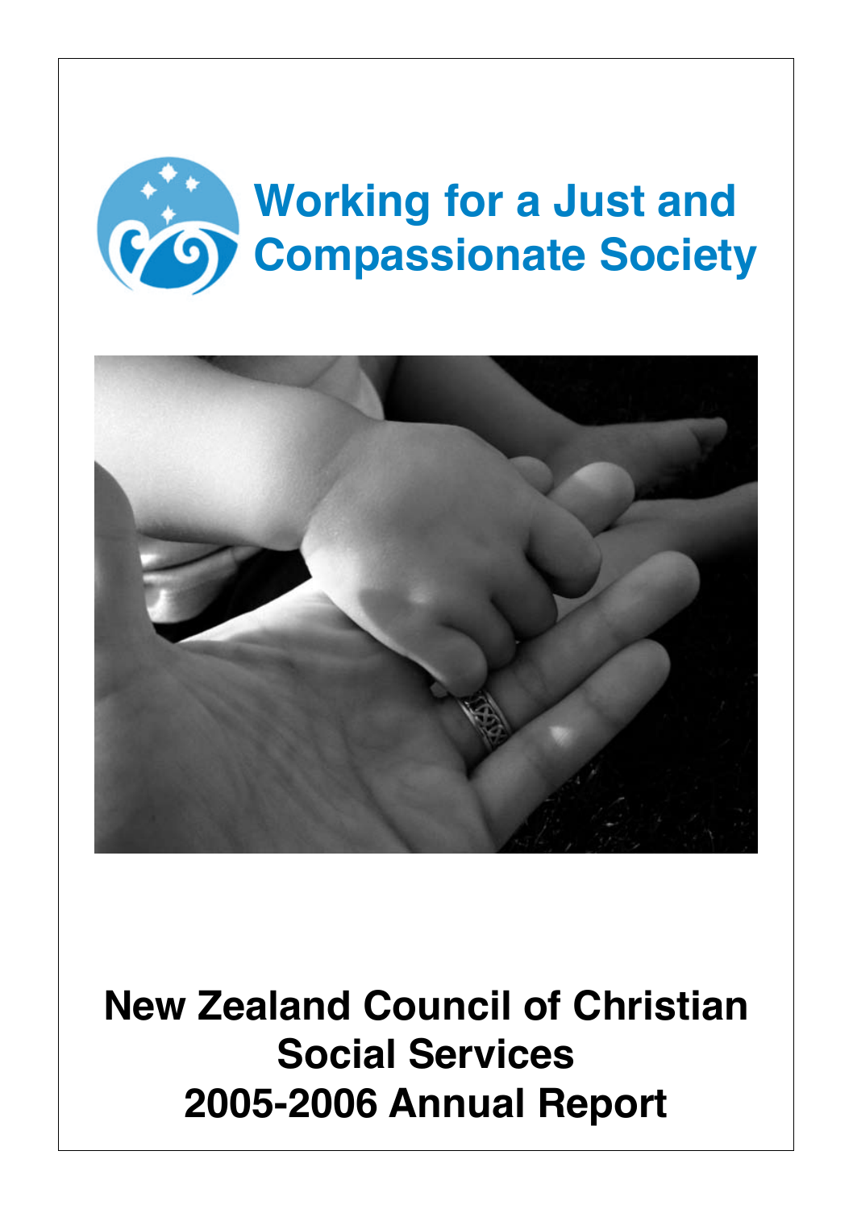# Working for a Just and Compassionate Society

# New Zealand Council of Christian Social Services 2005-2006 Annual Report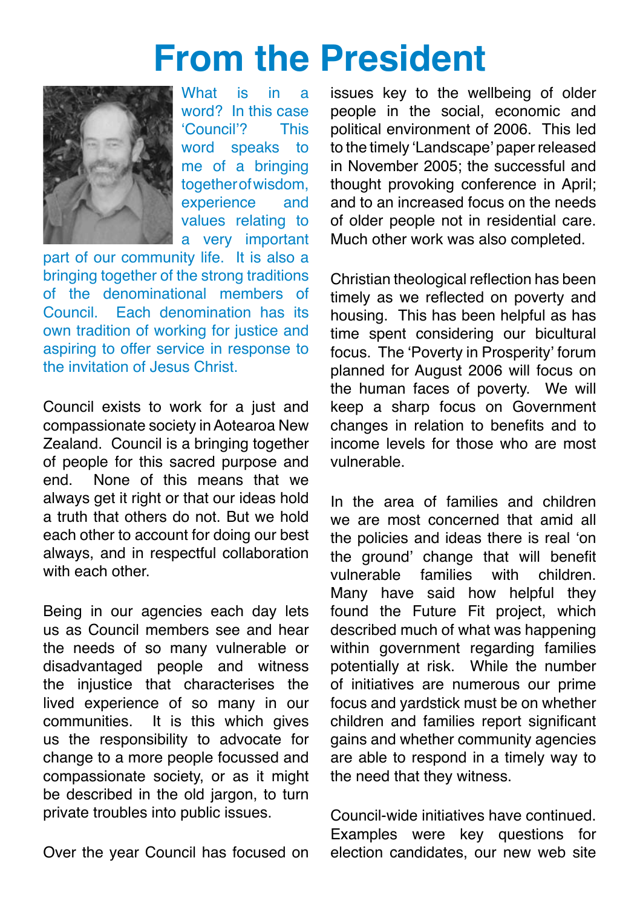# From the President

What is in a word? In this case 'Council'? This word speaks to me of a bringing together of wisdom, experience and values relating to a very important part of our community life. It is also a bringing together of the strong traditions of the denominational members of Council. Each denomination has its own tradition of working for justice and aspiring to offer service in response to the invitation of Jesus Christ.

Council exists to work for a just and compassionate society in Aotearoa New Zealand. Council is a bringing together of people for this sacred purpose and end. None of this means that we always get it right or that our ideas hold a truth that others do not. But we hold each other to account for doing our best always, and in respectful collaboration with each other.

Being in our agencies each day lets us as Council members see and hear the needs of so many vulnerable or disadvantaged people and witness the injustice that characterises the lived experience of so many in our communities. It is this which gives us the responsibility to advocate for change to a more people focussed and compassionate society, or as it might be described in the old jargon, to turn private troubles into public issues.

Over the year Council has focused on issues key to the wellbeing of older people in the social, economic and political environment of 2006. This led to the timely 'Landscape' paper released in November 2005; the successful and thought provoking conference in April; and to an increased focus on the needs of older people not in residential care. Much other work was also completed.

Christian theological reflection has been timely as we reflected on poverty and housing. This has been helpful as has time spent considering our bicultural focus. The 'Poverty in Prosperity' forum planned for August 2006 will focus on the human faces of poverty. We will keep a sharp focus on Government changes in relation to benefits and to income levels for those who are most vulnerable.

In the area of families and children we are most concerned that amid all the policies and ideas there is real 'on the ground' change that will benefit vulnerable families with children. Many have said how helpful they found the Future Fit project, which described much of what was happening within government regarding families potentially at risk. While the number of initiatives are numerous our prime focus and yardstick must be on whether children and families report significant gains and whether community agencies are able to respond in a timely way to the need that they witness.

Council-wide initiatives have continued. Examples were key questions for election candidates, our new web site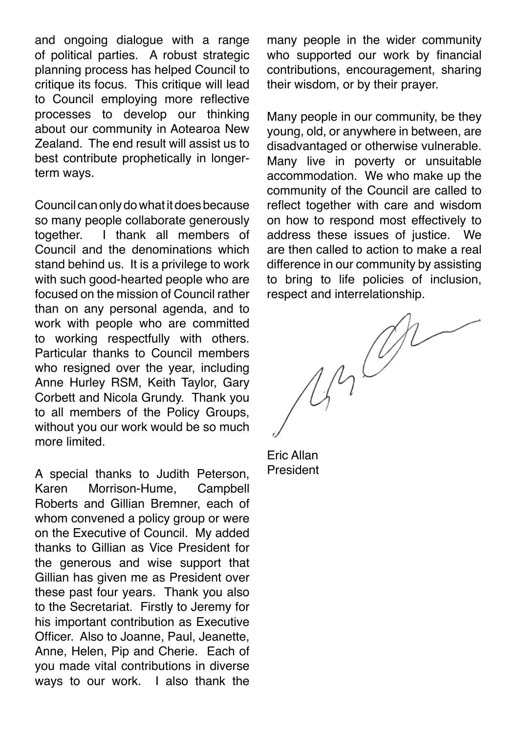and ongoing dialogue with a range of political parties. A robust strategic planning process has helped Council to critique its focus. This critique will lead to Council employing more reflective processes to develop our thinking about our community in Aotearoa New Zealand. The end result will assist us to best contribute prophetically in longer-term ways.

Council can only do what it does because so many people collaborate generously together. I thank all members of Council and the denominations which stand behind us. It is a privilege to work with such good-hearted people who are focused on the mission of Council rather than on any personal agenda, and to work with people who are committed to working respectfully with others. Particular thanks to Council members who resigned over the year, including Anne Hurley RSM, Keith Taylor, Gary Corbett and Nicola Grundy. Thank you to all members of the Policy Groups, without you our work would be so much more limited.

A special thanks to Judith Peterson, Karen Morrison-Hume, Campbell Roberts and Gillian Bremner, each of whom convened a policy group or were on the Executive of Council. My added thanks to Gillian as Vice President for the generous and wise support that Gillian has given me as President over these past four years. Thank you also to the Secretariat. Firstly to Jeremy for his important contribution as Executive Officer. Also to Joanne, Paul, Jeanette, Anne, Helen, Pip and Cherie. Each of you made vital contributions in diverse ways to our work. I also thank the many people in the wider community who supported our work by financial contributions, encouragement, sharing their wisdom, or by their prayer.

Many people in our community, be they young, old, or anywhere in between, are disadvantaged or otherwise vulnerable. Many live in poverty or unsuitable accommodation. We who make up the community of the Council are called to reflect together with care and wisdom on how to respond most effectively to address these issues of justice. We are then called to action to make a real difference in our community by assisting to bring to life policies of inclusion, respect and interrelationship.

Eric Allan
President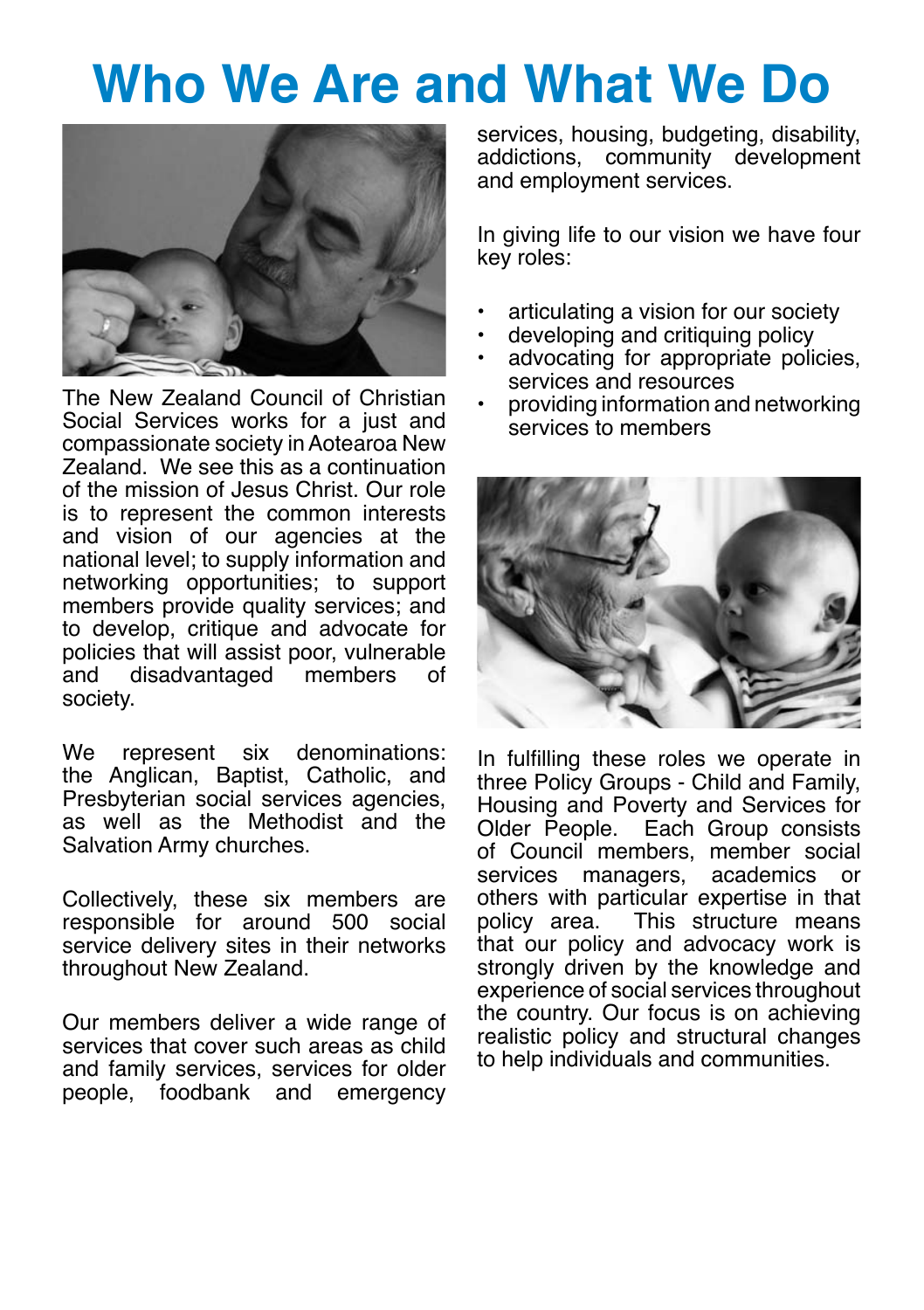# Who We Are and What We Do

The New Zealand Council of Christian Social Services works for a just and compassionate society in Aotearoa New Zealand. We see this as a continuation of the mission of Jesus Christ. Our role is to represent the common interests and vision of our agencies at the national level; to supply information and networking opportunities; to support members provide quality services; and to develop, critique and advocate for policies that will assist poor, vulnerable and disadvantaged members of society.

We represent six denominations: the Anglican, Baptist, Catholic, and Presbyterian social services agencies, as well as the Methodist and the Salvation Army churches.

Collectively, these six members are responsible for around 500 social service delivery sites in their networks throughout New Zealand.

Our members deliver a wide range of services that cover such areas as child and family services, services for older people, foodbank and emergency services, housing, budgeting, disability, addictions, community development and employment services.

In giving life to our vision we have four key roles:

- articulating a vision for our society
- developing and critiquing policy
- advocating for appropriate policies, services and resources
- providing information and networking services to members

In fulfilling these roles we operate in three Policy Groups - Child and Family, Housing and Poverty and Services for Older People. Each Group consists of Council members, member social services managers, academics or others with particular expertise in that policy area. This structure means that our policy and advocacy work is strongly driven by the knowledge and experience of social services throughout the country. Our focus is on achieving realistic policy and structural changes to help individuals and communities.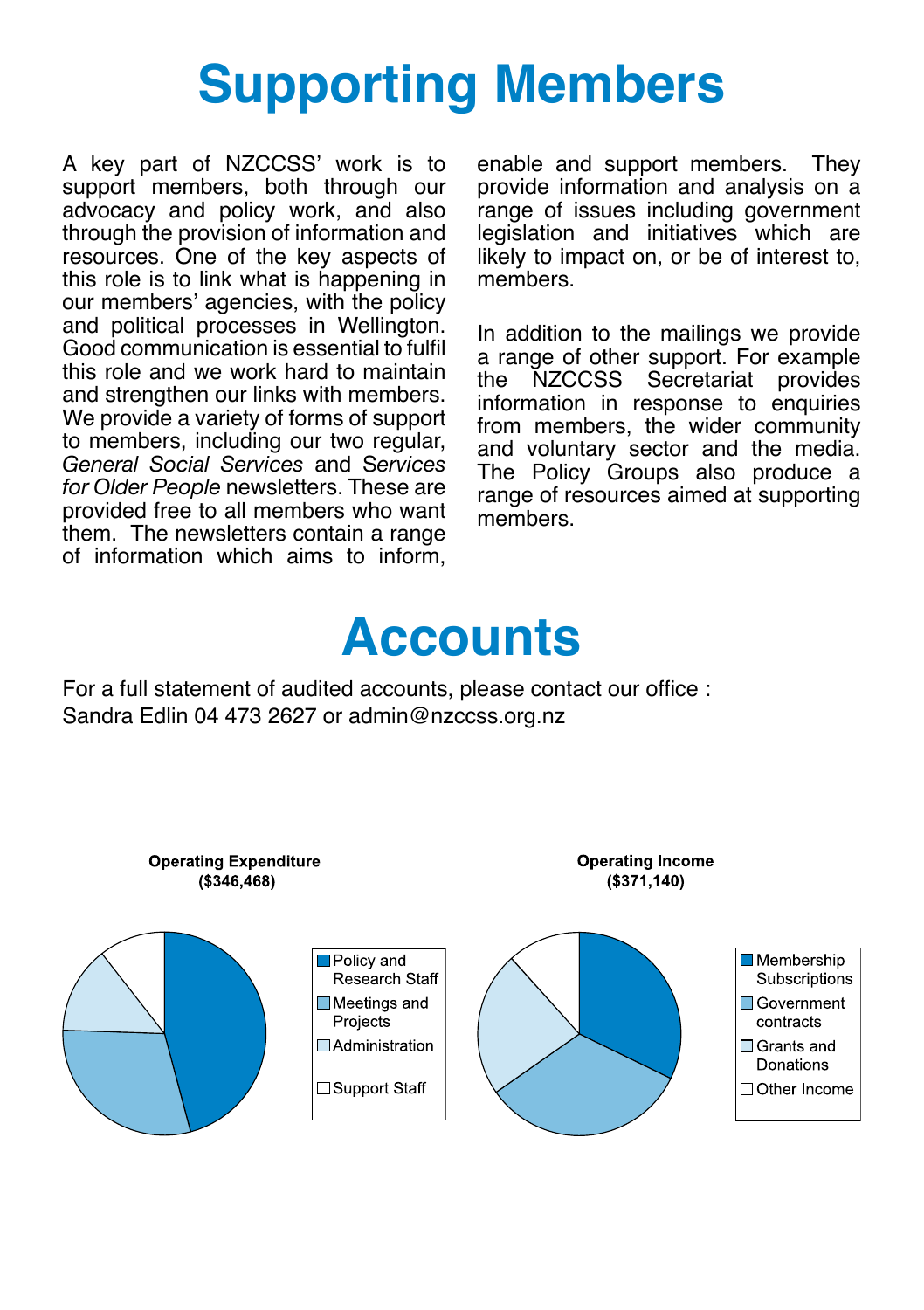# Supporting Members

A key part of NZCCSS' work is to support members, both through our advocacy and policy work, and also through the provision of information and resources. One of the key aspects of this role is to link what is happening in our members' agencies, with the policy and political processes in Wellington. Good communication is essential to fulfil this role and we work hard to maintain and strengthen our links with members. We provide a variety of forms of support to members, including our two regular, *General Social Services* and *Services for Older People* newsletters. These are provided free to all members who want them. The newsletters contain a range of information which aims to inform, enable and support members. They provide information and analysis on a range of issues including government legislation and initiatives which are likely to impact on, or be of interest to, members.

In addition to the mailings we provide a range of other support. For example the NZCCSS Secretariat provides information in response to enquiries from members, the wider community and voluntary sector and the media. The Policy Groups also produce a range of resources aimed at supporting members.

# Accounts

For a full statement of audited accounts, please contact our office :
Sandra Edlin 04 473 2627 or admin@nzccss.org.nz

**Operating Expenditure ($346,468)**

- Policy and Research Staff
- Meetings and Projects
- Administration
- Support Staff

**Operating Income ($371,140)**

- Membership Subscriptions
- Government contracts
- Grants and Donations
- Other Income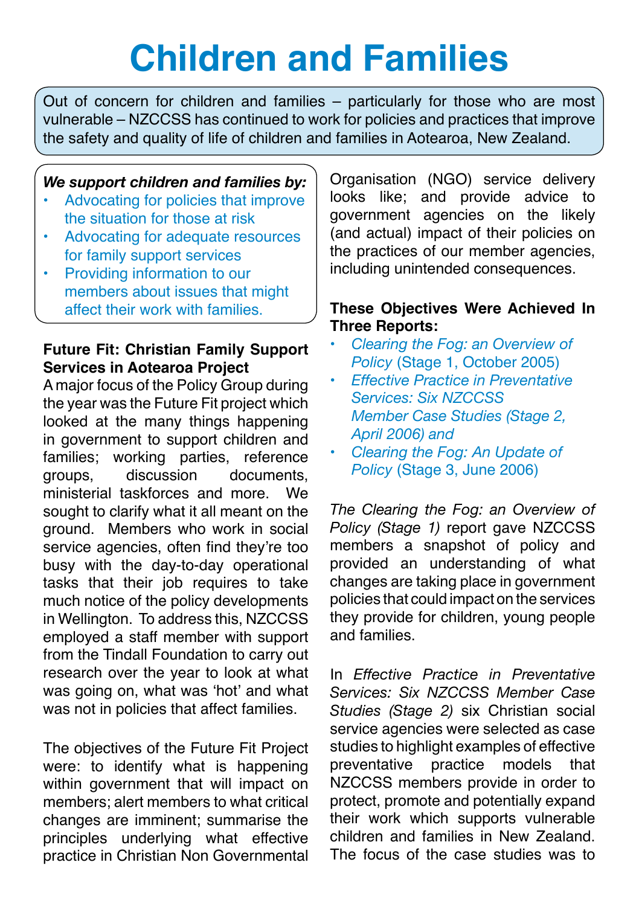# Children and Families

Out of concern for children and families – particularly for those who are most vulnerable – NZCCSS has continued to work for policies and practices that improve the safety and quality of life of children and families in Aotearoa, New Zealand.

***We support children and families by:***

- Advocating for policies that improve the situation for those at risk
- Advocating for adequate resources for family support services
- Providing information to our members about issues that might affect their work with families.

**Future Fit: Christian Family Support Services in Aotearoa Project**

A major focus of the Policy Group during the year was the Future Fit project which looked at the many things happening in government to support children and families; working parties, reference groups, discussion documents, ministerial taskforces and more. We sought to clarify what it all meant on the ground. Members who work in social service agencies, often find they're too busy with the day-to-day operational tasks that their job requires to take much notice of the policy developments in Wellington. To address this, NZCCSS employed a staff member with support from the Tindall Foundation to carry out research over the year to look at what was going on, what was 'hot' and what was not in policies that affect families.

The objectives of the Future Fit Project were: to identify what is happening within government that will impact on members; alert members to what critical changes are imminent; summarise the principles underlying what effective practice in Christian Non Governmental Organisation (NGO) service delivery looks like; and provide advice to government agencies on the likely (and actual) impact of their policies on the practices of our member agencies, including unintended consequences.

**These Objectives Were Achieved In Three Reports:**

- *Clearing the Fog: an Overview of Policy* (Stage 1, October 2005)
- *Effective Practice in Preventative Services: Six NZCCSS Member Case Studies (Stage 2, April 2006) and*
- *Clearing the Fog: An Update of Policy* (Stage 3, June 2006)

*The Clearing the Fog: an Overview of Policy (Stage 1)* report gave NZCCSS members a snapshot of policy and provided an understanding of what changes are taking place in government policies that could impact on the services they provide for children, young people and families.

In *Effective Practice in Preventative Services: Six NZCCSS Member Case Studies (Stage 2)* six Christian social service agencies were selected as case studies to highlight examples of effective preventative practice models that NZCCSS members provide in order to protect, promote and potentially expand their work which supports vulnerable children and families in New Zealand. The focus of the case studies was to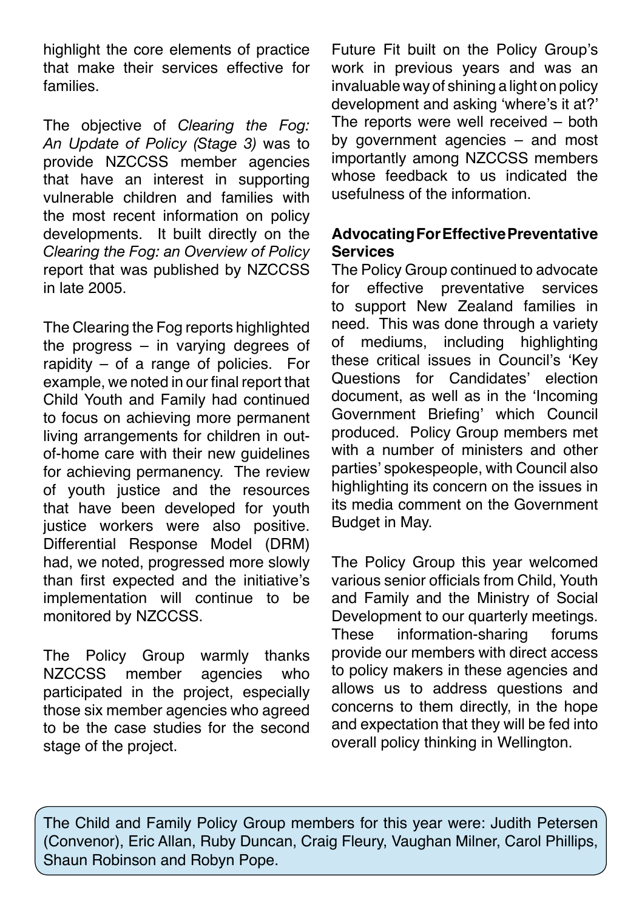highlight the core elements of practice that make their services effective for families.

The objective of *Clearing the Fog: An Update of Policy (Stage 3)* was to provide NZCCSS member agencies that have an interest in supporting vulnerable children and families with the most recent information on policy developments. It built directly on the *Clearing the Fog: an Overview of Policy* report that was published by NZCCSS in late 2005.

The Clearing the Fog reports highlighted the progress – in varying degrees of rapidity – of a range of policies. For example, we noted in our final report that Child Youth and Family had continued to focus on achieving more permanent living arrangements for children in out-of-home care with their new guidelines for achieving permanency. The review of youth justice and the resources that have been developed for youth justice workers were also positive. Differential Response Model (DRM) had, we noted, progressed more slowly than first expected and the initiative's implementation will continue to be monitored by NZCCSS.

The Policy Group warmly thanks NZCCSS member agencies who participated in the project, especially those six member agencies who agreed to be the case studies for the second stage of the project.

Future Fit built on the Policy Group's work in previous years and was an invaluable way of shining a light on policy development and asking 'where's it at?' The reports were well received – both by government agencies – and most importantly among NZCCSS members whose feedback to us indicated the usefulness of the information.

**Advocating For Effective Preventative Services**

The Policy Group continued to advocate for effective preventative services to support New Zealand families in need. This was done through a variety of mediums, including highlighting these critical issues in Council's 'Key Questions for Candidates' election document, as well as in the 'Incoming Government Briefing' which Council produced. Policy Group members met with a number of ministers and other parties' spokespeople, with Council also highlighting its concern on the issues in its media comment on the Government Budget in May.

The Policy Group this year welcomed various senior officials from Child, Youth and Family and the Ministry of Social Development to our quarterly meetings. These information-sharing forums provide our members with direct access to policy makers in these agencies and allows us to address questions and concerns to them directly, in the hope and expectation that they will be fed into overall policy thinking in Wellington.

The Child and Family Policy Group members for this year were: Judith Petersen (Convenor), Eric Allan, Ruby Duncan, Craig Fleury, Vaughan Milner, Carol Phillips, Shaun Robinson and Robyn Pope.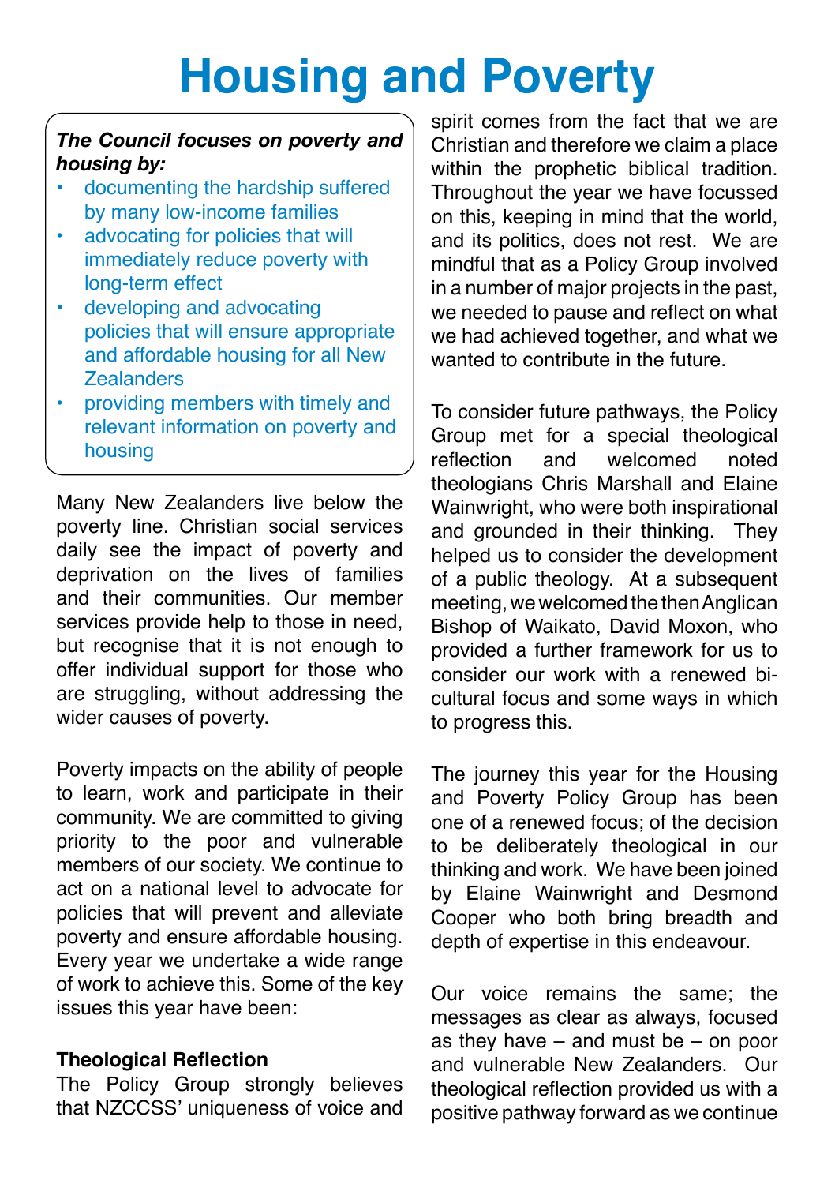# Housing and Poverty

***The Council focuses on poverty and housing by:***

- documenting the hardship suffered by many low-income families
- advocating for policies that will immediately reduce poverty with long-term effect
- developing and advocating policies that will ensure appropriate and affordable housing for all New Zealanders
- providing members with timely and relevant information on poverty and housing

Many New Zealanders live below the poverty line. Christian social services daily see the impact of poverty and deprivation on the lives of families and their communities. Our member services provide help to those in need, but recognise that it is not enough to offer individual support for those who are struggling, without addressing the wider causes of poverty.

Poverty impacts on the ability of people to learn, work and participate in their community. We are committed to giving priority to the poor and vulnerable members of our society. We continue to act on a national level to advocate for policies that will prevent and alleviate poverty and ensure affordable housing. Every year we undertake a wide range of work to achieve this. Some of the key issues this year have been:

### Theological Reflection

The Policy Group strongly believes that NZCCSS' uniqueness of voice and spirit comes from the fact that we are Christian and therefore we claim a place within the prophetic biblical tradition. Throughout the year we have focussed on this, keeping in mind that the world, and its politics, does not rest. We are mindful that as a Policy Group involved in a number of major projects in the past, we needed to pause and reflect on what we had achieved together, and what we wanted to contribute in the future.

To consider future pathways, the Policy Group met for a special theological reflection and welcomed noted theologians Chris Marshall and Elaine Wainwright, who were both inspirational and grounded in their thinking. They helped us to consider the development of a public theology. At a subsequent meeting, we welcomed the then Anglican Bishop of Waikato, David Moxon, who provided a further framework for us to consider our work with a renewed bi-cultural focus and some ways in which to progress this.

The journey this year for the Housing and Poverty Policy Group has been one of a renewed focus; of the decision to be deliberately theological in our thinking and work. We have been joined by Elaine Wainwright and Desmond Cooper who both bring breadth and depth of expertise in this endeavour.

Our voice remains the same; the messages as clear as always, focused as they have – and must be – on poor and vulnerable New Zealanders. Our theological reflection provided us with a positive pathway forward as we continue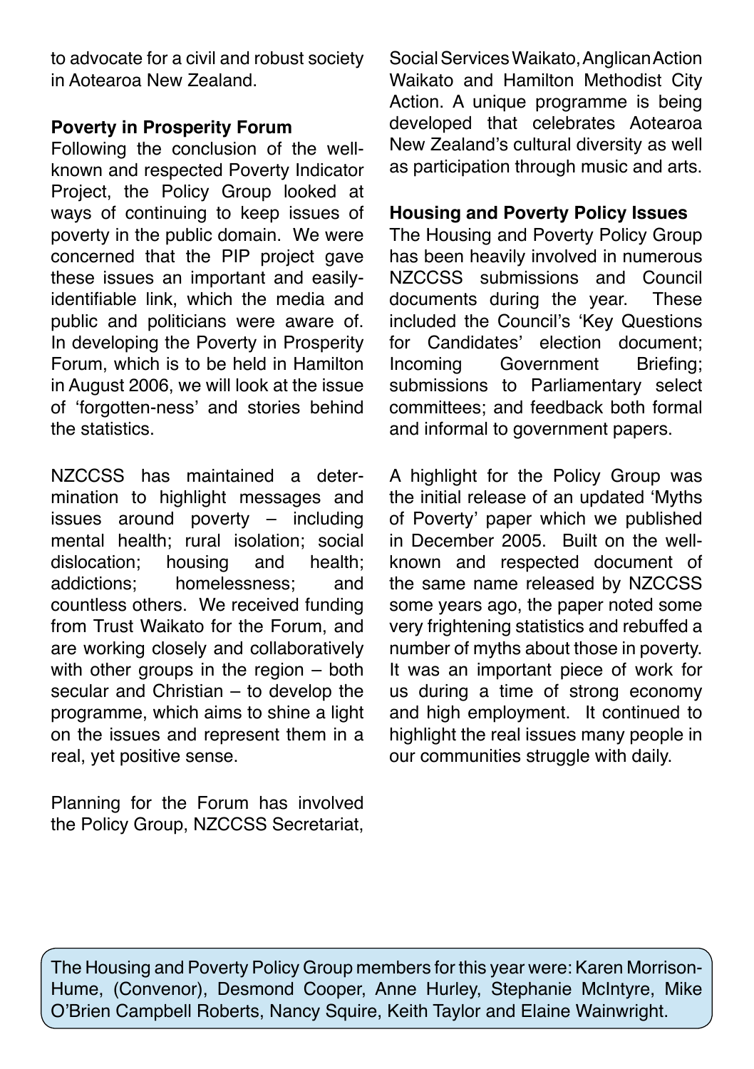to advocate for a civil and robust society in Aotearoa New Zealand.

**Poverty in Prosperity Forum**

Following the conclusion of the well-known and respected Poverty Indicator Project, the Policy Group looked at ways of continuing to keep issues of poverty in the public domain. We were concerned that the PIP project gave these issues an important and easily-identifiable link, which the media and public and politicians were aware of. In developing the Poverty in Prosperity Forum, which is to be held in Hamilton in August 2006, we will look at the issue of 'forgotten-ness' and stories behind the statistics.

NZCCSS has maintained a determination to highlight messages and issues around poverty – including mental health; rural isolation; social dislocation; housing and health; addictions; homelessness; and countless others. We received funding from Trust Waikato for the Forum, and are working closely and collaboratively with other groups in the region – both secular and Christian – to develop the programme, which aims to shine a light on the issues and represent them in a real, yet positive sense.

Planning for the Forum has involved the Policy Group, NZCCSS Secretariat, Social Services Waikato, Anglican Action Waikato and Hamilton Methodist City Action. A unique programme is being developed that celebrates Aotearoa New Zealand's cultural diversity as well as participation through music and arts.

**Housing and Poverty Policy Issues**

The Housing and Poverty Policy Group has been heavily involved in numerous NZCCSS submissions and Council documents during the year. These included the Council's 'Key Questions for Candidates' election document; Incoming Government Briefing; submissions to Parliamentary select committees; and feedback both formal and informal to government papers.

A highlight for the Policy Group was the initial release of an updated 'Myths of Poverty' paper which we published in December 2005. Built on the well-known and respected document of the same name released by NZCCSS some years ago, the paper noted some very frightening statistics and rebuffed a number of myths about those in poverty. It was an important piece of work for us during a time of strong economy and high employment. It continued to highlight the real issues many people in our communities struggle with daily.

The Housing and Poverty Policy Group members for this year were: Karen Morrison-Hume, (Convenor), Desmond Cooper, Anne Hurley, Stephanie McIntyre, Mike O'Brien Campbell Roberts, Nancy Squire, Keith Taylor and Elaine Wainwright.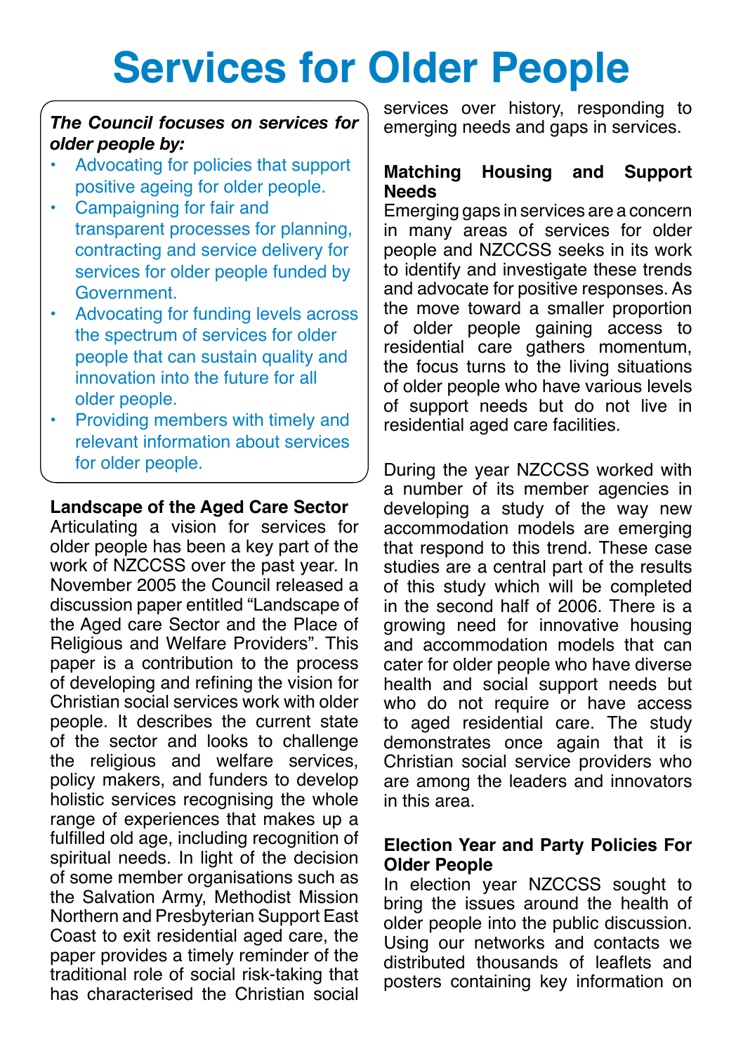# Services for Older People

***The Council focuses on services for older people by:***

- Advocating for policies that support positive ageing for older people.
- Campaigning for fair and transparent processes for planning, contracting and service delivery for services for older people funded by Government.
- Advocating for funding levels across the spectrum of services for older people that can sustain quality and innovation into the future for all older people.
- Providing members with timely and relevant information about services for older people.

**Landscape of the Aged Care Sector**

Articulating a vision for services for older people has been a key part of the work of NZCCSS over the past year. In November 2005 the Council released a discussion paper entitled "Landscape of the Aged care Sector and the Place of Religious and Welfare Providers". This paper is a contribution to the process of developing and refining the vision for Christian social services work with older people. It describes the current state of the sector and looks to challenge the religious and welfare services, policy makers, and funders to develop holistic services recognising the whole range of experiences that makes up a fulfilled old age, including recognition of spiritual needs. In light of the decision of some member organisations such as the Salvation Army, Methodist Mission Northern and Presbyterian Support East Coast to exit residential aged care, the paper provides a timely reminder of the traditional role of social risk-taking that has characterised the Christian social services over history, responding to emerging needs and gaps in services.

**Matching Housing and Support Needs**

Emerging gaps in services are a concern in many areas of services for older people and NZCCSS seeks in its work to identify and investigate these trends and advocate for positive responses. As the move toward a smaller proportion of older people gaining access to residential care gathers momentum, the focus turns to the living situations of older people who have various levels of support needs but do not live in residential aged care facilities.

During the year NZCCSS worked with a number of its member agencies in developing a study of the way new accommodation models are emerging that respond to this trend. These case studies are a central part of the results of this study which will be completed in the second half of 2006. There is a growing need for innovative housing and accommodation models that can cater for older people who have diverse health and social support needs but who do not require or have access to aged residential care. The study demonstrates once again that it is Christian social service providers who are among the leaders and innovators in this area.

**Election Year and Party Policies For Older People**

In election year NZCCSS sought to bring the issues around the health of older people into the public discussion. Using our networks and contacts we distributed thousands of leaflets and posters containing key information on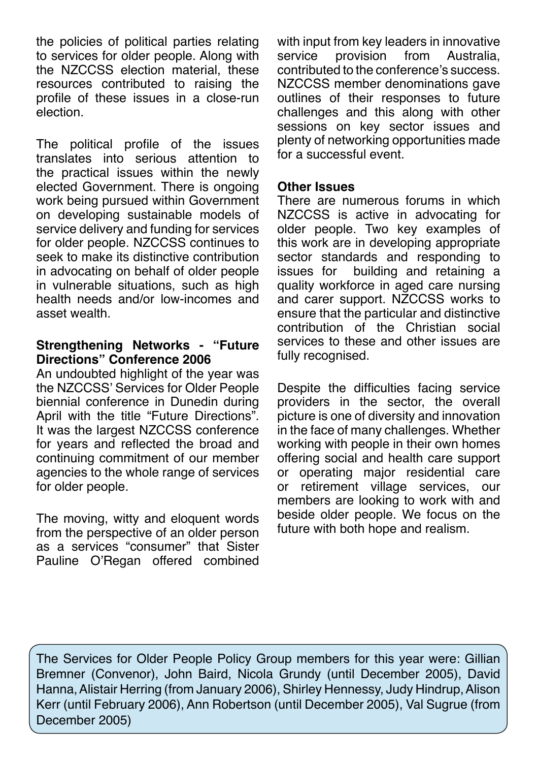the policies of political parties relating to services for older people. Along with the NZCCSS election material, these resources contributed to raising the profile of these issues in a close-run election.

The political profile of the issues translates into serious attention to the practical issues within the newly elected Government. There is ongoing work being pursued within Government on developing sustainable models of service delivery and funding for services for older people. NZCCSS continues to seek to make its distinctive contribution in advocating on behalf of older people in vulnerable situations, such as high health needs and/or low-incomes and asset wealth.

**Strengthening Networks - "Future Directions" Conference 2006**

An undoubted highlight of the year was the NZCCSS' Services for Older People biennial conference in Dunedin during April with the title "Future Directions". It was the largest NZCCSS conference for years and reflected the broad and continuing commitment of our member agencies to the whole range of services for older people.

The moving, witty and eloquent words from the perspective of an older person as a services "consumer" that Sister Pauline O'Regan offered combined with input from key leaders in innovative service provision from Australia, contributed to the conference's success. NZCCSS member denominations gave outlines of their responses to future challenges and this along with other sessions on key sector issues and plenty of networking opportunities made for a successful event.

**Other Issues**

There are numerous forums in which NZCCSS is active in advocating for older people. Two key examples of this work are in developing appropriate sector standards and responding to issues for building and retaining a quality workforce in aged care nursing and carer support. NZCCSS works to ensure that the particular and distinctive contribution of the Christian social services to these and other issues are fully recognised.

Despite the difficulties facing service providers in the sector, the overall picture is one of diversity and innovation in the face of many challenges. Whether working with people in their own homes offering social and health care support or operating major residential care or retirement village services, our members are looking to work with and beside older people. We focus on the future with both hope and realism.

The Services for Older People Policy Group members for this year were: Gillian Bremner (Convenor), John Baird, Nicola Grundy (until December 2005), David Hanna, Alistair Herring (from January 2006), Shirley Hennessy, Judy Hindrup, Alison Kerr (until February 2006), Ann Robertson (until December 2005), Val Sugrue (from December 2005)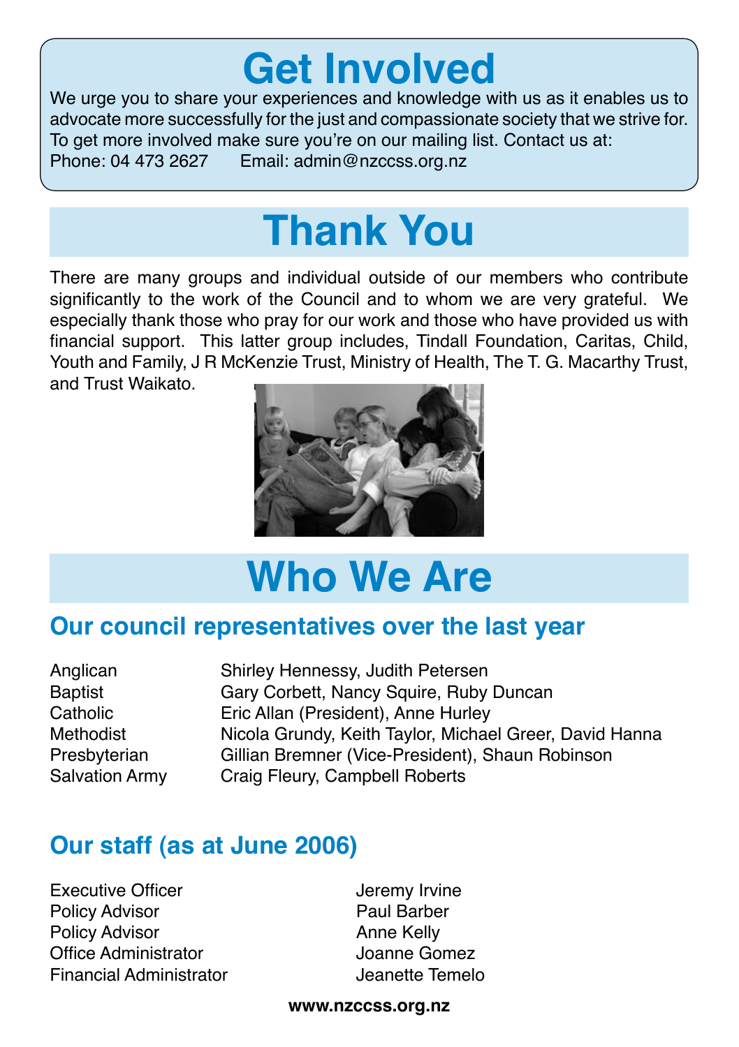# Get Involved

We urge you to share your experiences and knowledge with us as it enables us to advocate more successfully for the just and compassionate society that we strive for. To get more involved make sure you're on our mailing list. Contact us at:

Phone: 04 473 2627 Email: admin@nzccss.org.nz

# Thank You

There are many groups and individual outside of our members who contribute significantly to the work of the Council and to whom we are very grateful. We especially thank those who pray for our work and those who have provided us with financial support. This latter group includes, Tindall Foundation, Caritas, Child, Youth and Family, J R McKenzie Trust, Ministry of Health, The T. G. Macarthy Trust, and Trust Waikato.

# Who We Are

## Our council representatives over the last year

| | |
|---|---|
| Anglican | Shirley Hennessy, Judith Petersen |
| Baptist | Gary Corbett, Nancy Squire, Ruby Duncan |
| Catholic | Eric Allan (President), Anne Hurley |
| Methodist | Nicola Grundy, Keith Taylor, Michael Greer, David Hanna |
| Presbyterian | Gillian Bremner (Vice-President), Shaun Robinson |
| Salvation Army | Craig Fleury, Campbell Roberts |

## Our staff (as at June 2006)

| | |
|---|---|
| Executive Officer | Jeremy Irvine |
| Policy Advisor | Paul Barber |
| Policy Advisor | Anne Kelly |
| Office Administrator | Joanne Gomez |
| Financial Administrator | Jeanette Temelo |

**www.nzccss.org.nz**